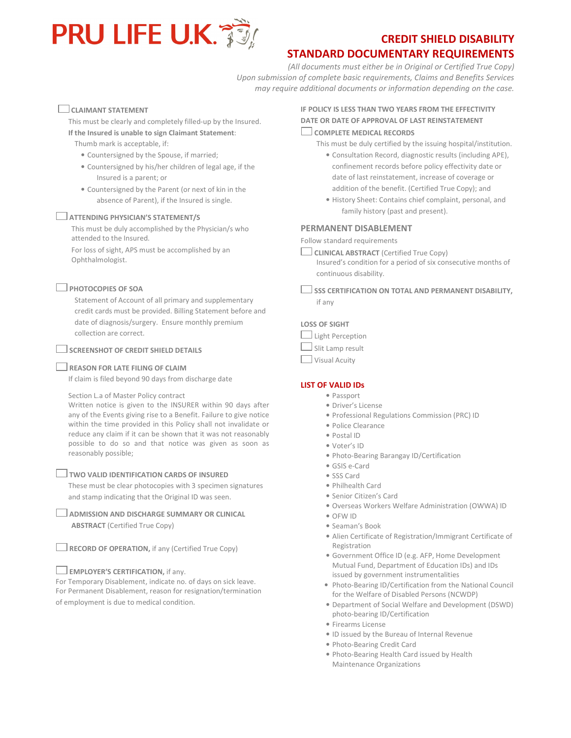# PRU LIFE U.K.

## CREDIT SHIELD DISABILITY STANDARD DOCUMENTARY REQUIREMENTS

*(All documents must either be in Original or Certified True Copy)*
*Upon submission of complete basic requirements, Claims and Benefits Services may require additional documents or information depending on the case.*

☐ **CLAIMANT STATEMENT**

This must be clearly and completely filled-up by the Insured.

**If the Insured is unable to sign Claimant Statement**:

Thumb mark is acceptable, if:

- Countersigned by the Spouse, if married;
- Countersigned by his/her children of legal age, if the Insured is a parent; or
- Countersigned by the Parent (or next of kin in the absence of Parent), if the Insured is single.

☐ **ATTENDING PHYSICIAN'S STATEMENT/S**

This must be duly accomplished by the Physician/s who attended to the Insured.

For loss of sight, APS must be accomplished by an Ophthalmologist.

☐ **PHOTOCOPIES OF SOA**

Statement of Account of all primary and supplementary credit cards must be provided. Billing Statement before and date of diagnosis/surgery. Ensure monthly premium collection are correct.

☐ **SCREENSHOT OF CREDIT SHIELD DETAILS**

☐ **REASON FOR LATE FILING OF CLAIM**

If claim is filed beyond 90 days from discharge date

Section L.a of Master Policy contract
Written notice is given to the INSURER within 90 days after any of the Events giving rise to a Benefit. Failure to give notice within the time provided in this Policy shall not invalidate or reduce any claim if it can be shown that it was not reasonably possible to do so and that notice was given as soon as reasonably possible;

☐ **TWO VALID IDENTIFICATION CARDS OF INSURED**

These must be clear photocopies with 3 specimen signatures and stamp indicating that the Original ID was seen.

☐ **ADMISSION AND DISCHARGE SUMMARY OR CLINICAL ABSTRACT** (Certified True Copy)

☐ **RECORD OF OPERATION,** if any (Certified True Copy)

☐ **EMPLOYER'S CERTIFICATION,** if any.

For Temporary Disablement, indicate no. of days on sick leave.
For Permanent Disablement, reason for resignation/termination of employment is due to medical condition.

**IF POLICY IS LESS THAN TWO YEARS FROM THE EFFECTIVITY DATE OR DATE OF APPROVAL OF LAST REINSTATEMENT**

☐ **COMPLETE MEDICAL RECORDS**

This must be duly certified by the issuing hospital/institution.

- Consultation Record, diagnostic results (including APE), confinement records before policy effectivity date or date of last reinstatement, increase of coverage or addition of the benefit. (Certified True Copy); and
- History Sheet: Contains chief complaint, personal, and family history (past and present).

### PERMANENT DISABLEMENT

Follow standard requirements

☐ **CLINICAL ABSTRACT** (Certified True Copy)
Insured's condition for a period of six consecutive months of continuous disability.

☐ **SSS CERTIFICATION ON TOTAL AND PERMANENT DISABILITY,** if any

**LOSS OF SIGHT**

☐ Light Perception

☐ Slit Lamp result

☐ Visual Acuity

### LIST OF VALID IDs

- Passport
- Driver's License
- Professional Regulations Commission (PRC) ID
- Police Clearance
- Postal ID
- Voter's ID
- Photo-Bearing Barangay ID/Certification
- GSIS e-Card
- SSS Card
- Philhealth Card
- Senior Citizen's Card
- Overseas Workers Welfare Administration (OWWA) ID
- OFW ID
- Seaman's Book
- Alien Certificate of Registration/Immigrant Certificate of Registration
- Government Office ID (e.g. AFP, Home Development Mutual Fund, Department of Education IDs) and IDs issued by government instrumentalities
- Photo-Bearing ID/Certification from the National Council for the Welfare of Disabled Persons (NCWDP)
- Department of Social Welfare and Development (DSWD) photo-bearing ID/Certification
- Firearms License
- ID issued by the Bureau of Internal Revenue
- Photo-Bearing Credit Card
- Photo-Bearing Health Card issued by Health Maintenance Organizations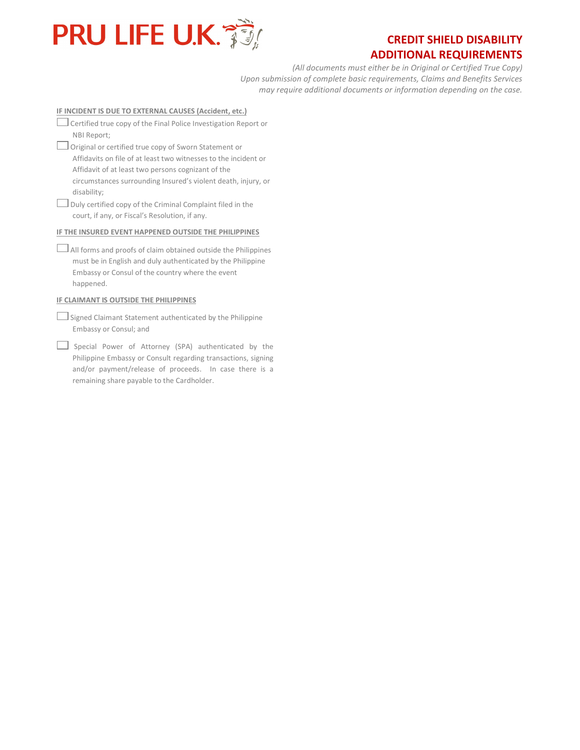PRU LIFE U.K.

# CREDIT SHIELD DISABILITY ADDITIONAL REQUIREMENTS

*(All documents must either be in Original or Certified True Copy)*
*Upon submission of complete basic requirements, Claims and Benefits Services may require additional documents or information depending on the case.*

**IF INCIDENT IS DUE TO EXTERNAL CAUSES (Accident, etc.)**

- ☐ Certified true copy of the Final Police Investigation Report or NBI Report;
- ☐ Original or certified true copy of Sworn Statement or Affidavits on file of at least two witnesses to the incident or Affidavit of at least two persons cognizant of the circumstances surrounding Insured's violent death, injury, or disability;
- ☐ Duly certified copy of the Criminal Complaint filed in the court, if any, or Fiscal's Resolution, if any.

**IF THE INSURED EVENT HAPPENED OUTSIDE THE PHILIPPINES**

- ☐ All forms and proofs of claim obtained outside the Philippines must be in English and duly authenticated by the Philippine Embassy or Consul of the country where the event happened.

**IF CLAIMANT IS OUTSIDE THE PHILIPPINES**

- ☐ Signed Claimant Statement authenticated by the Philippine Embassy or Consul; and
- ☐ Special Power of Attorney (SPA) authenticated by the Philippine Embassy or Consult regarding transactions, signing and/or payment/release of proceeds. In case there is a remaining share payable to the Cardholder.